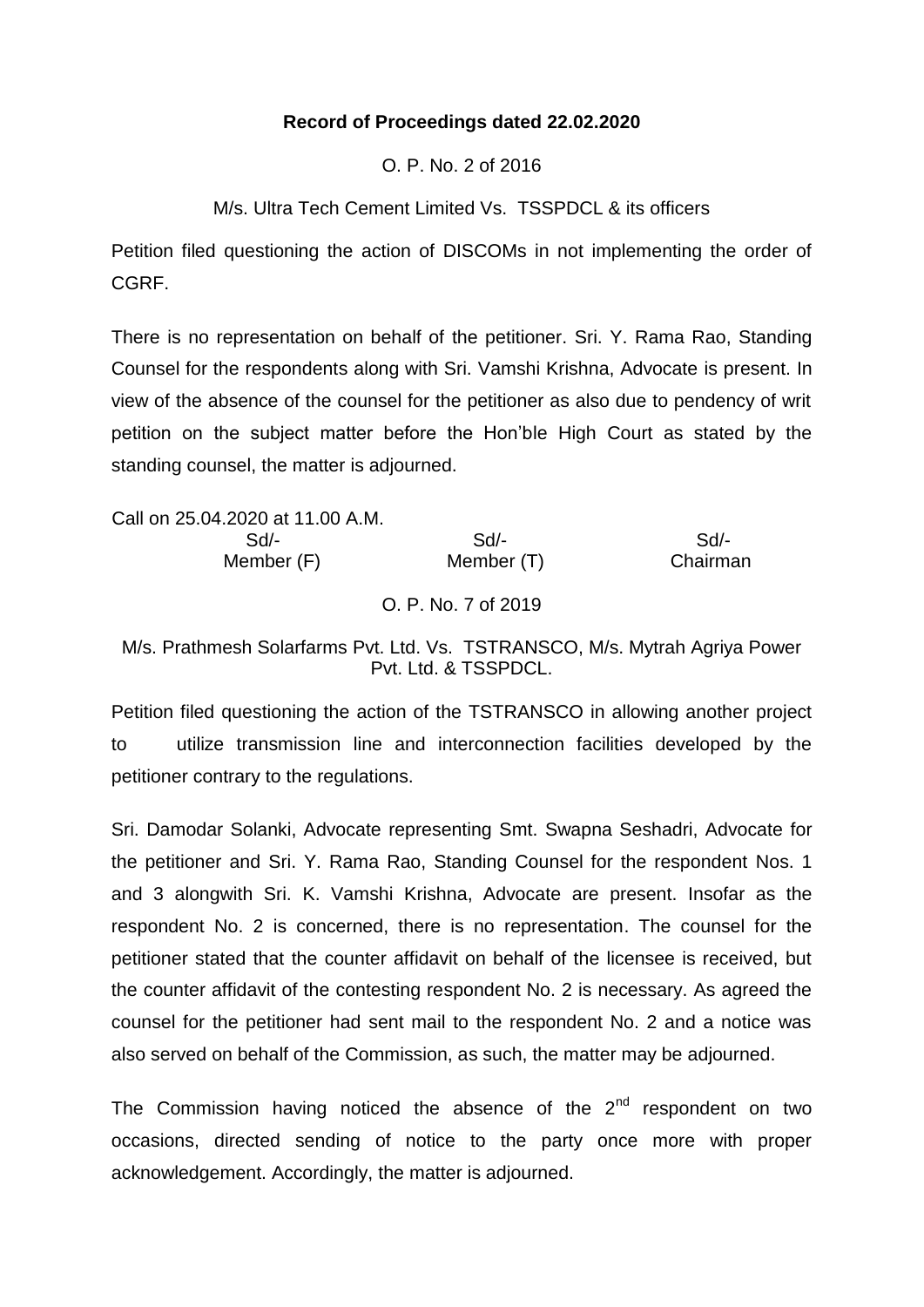**Record of Proceedings dated 22.02.2020**

O. P. No. 2 of 2016

M/s. Ultra Tech Cement Limited Vs. TSSPDCL & its officers

Petition filed questioning the action of DISCOMs in not implementing the order of CGRF.

There is no representation on behalf of the petitioner. Sri. Y. Rama Rao, Standing Counsel for the respondents along with Sri. Vamshi Krishna, Advocate is present. In view of the absence of the counsel for the petitioner as also due to pendency of writ petition on the subject matter before the Hon'ble High Court as stated by the standing counsel, the matter is adjourned.

Call on 25.04.2020 at 11.00 A.M.

| Sd/- | Sd/- | Sd/- |
|---|---|---|
| Member (F) | Member (T) | Chairman |

O. P. No. 7 of 2019

M/s. Prathmesh Solarfarms Pvt. Ltd. Vs. TSTRANSCO, M/s. Mytrah Agriya Power Pvt. Ltd. & TSSPDCL.

Petition filed questioning the action of the TSTRANSCO in allowing another project to utilize transmission line and interconnection facilities developed by the petitioner contrary to the regulations.

Sri. Damodar Solanki, Advocate representing Smt. Swapna Seshadri, Advocate for the petitioner and Sri. Y. Rama Rao, Standing Counsel for the respondent Nos. 1 and 3 alongwith Sri. K. Vamshi Krishna, Advocate are present. Insofar as the respondent No. 2 is concerned, there is no representation. The counsel for the petitioner stated that the counter affidavit on behalf of the licensee is received, but the counter affidavit of the contesting respondent No. 2 is necessary. As agreed the counsel for the petitioner had sent mail to the respondent No. 2 and a notice was also served on behalf of the Commission, as such, the matter may be adjourned.

The Commission having noticed the absence of the 2nd respondent on two occasions, directed sending of notice to the party once more with proper acknowledgement. Accordingly, the matter is adjourned.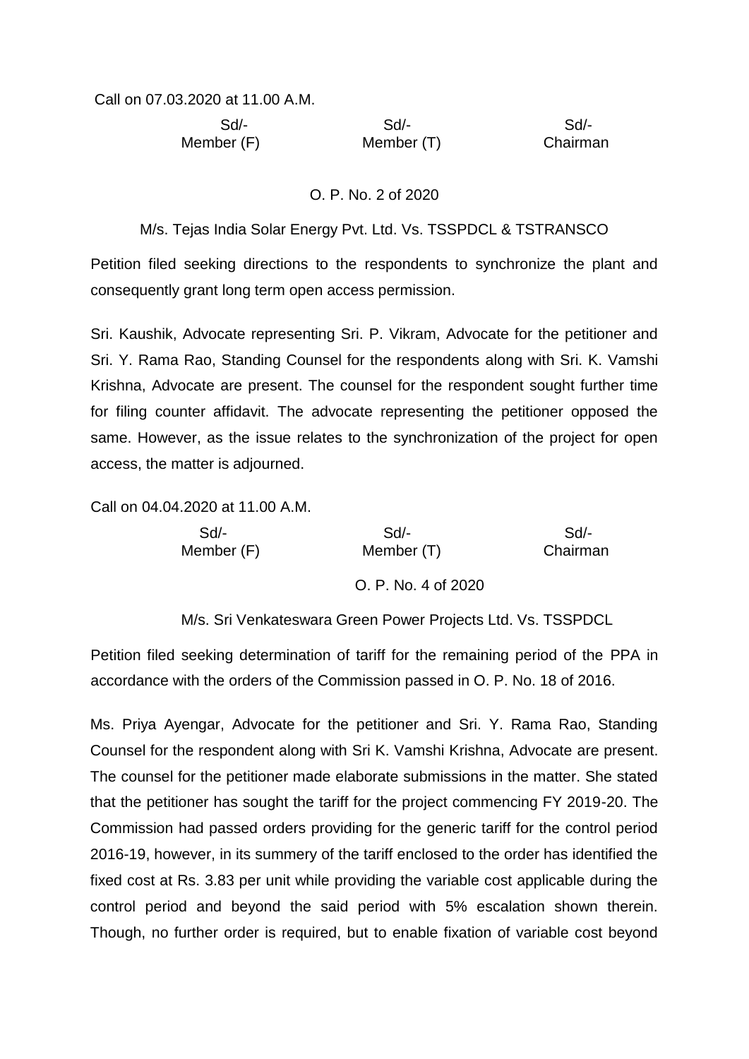Call on 07.03.2020 at 11.00 A.M.

| Sd/- | Sd/- | Sd/- |
|---|---|---|
| Member (F) | Member (T) | Chairman |

O. P. No. 2 of 2020

M/s. Tejas India Solar Energy Pvt. Ltd. Vs. TSSPDCL & TSTRANSCO

Petition filed seeking directions to the respondents to synchronize the plant and consequently grant long term open access permission.

Sri. Kaushik, Advocate representing Sri. P. Vikram, Advocate for the petitioner and Sri. Y. Rama Rao, Standing Counsel for the respondents along with Sri. K. Vamshi Krishna, Advocate are present. The counsel for the respondent sought further time for filing counter affidavit. The advocate representing the petitioner opposed the same. However, as the issue relates to the synchronization of the project for open access, the matter is adjourned.

Call on 04.04.2020 at 11.00 A.M.

| Sd/- | Sd/- | Sd/- |
|---|---|---|
| Member (F) | Member (T) | Chairman |

O. P. No. 4 of 2020

M/s. Sri Venkateswara Green Power Projects Ltd. Vs. TSSPDCL

Petition filed seeking determination of tariff for the remaining period of the PPA in accordance with the orders of the Commission passed in O. P. No. 18 of 2016.

Ms. Priya Ayengar, Advocate for the petitioner and Sri. Y. Rama Rao, Standing Counsel for the respondent along with Sri K. Vamshi Krishna, Advocate are present. The counsel for the petitioner made elaborate submissions in the matter. She stated that the petitioner has sought the tariff for the project commencing FY 2019-20. The Commission had passed orders providing for the generic tariff for the control period 2016-19, however, in its summery of the tariff enclosed to the order has identified the fixed cost at Rs. 3.83 per unit while providing the variable cost applicable during the control period and beyond the said period with 5% escalation shown therein. Though, no further order is required, but to enable fixation of variable cost beyond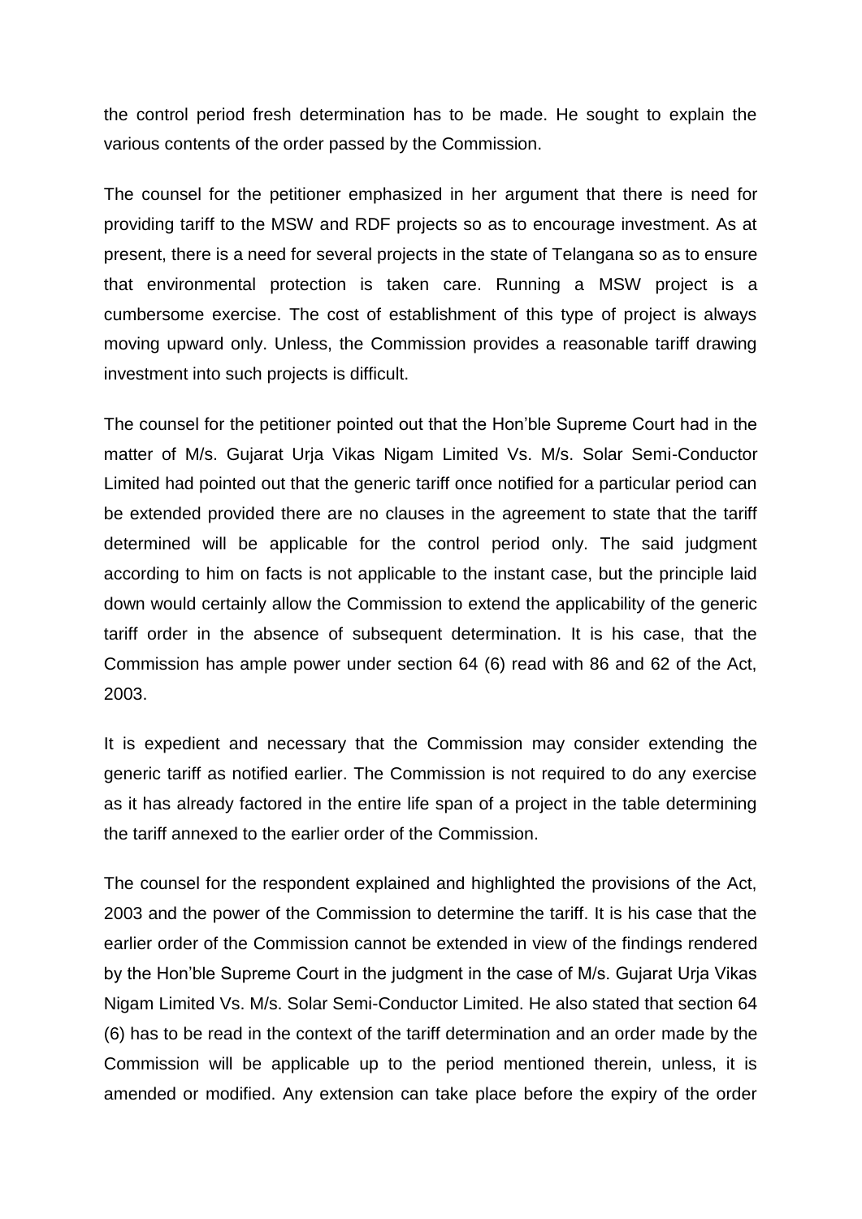the control period fresh determination has to be made. He sought to explain the various contents of the order passed by the Commission.

The counsel for the petitioner emphasized in her argument that there is need for providing tariff to the MSW and RDF projects so as to encourage investment. As at present, there is a need for several projects in the state of Telangana so as to ensure that environmental protection is taken care. Running a MSW project is a cumbersome exercise. The cost of establishment of this type of project is always moving upward only. Unless, the Commission provides a reasonable tariff drawing investment into such projects is difficult.

The counsel for the petitioner pointed out that the Hon'ble Supreme Court had in the matter of M/s. Gujarat Urja Vikas Nigam Limited Vs. M/s. Solar Semi-Conductor Limited had pointed out that the generic tariff once notified for a particular period can be extended provided there are no clauses in the agreement to state that the tariff determined will be applicable for the control period only. The said judgment according to him on facts is not applicable to the instant case, but the principle laid down would certainly allow the Commission to extend the applicability of the generic tariff order in the absence of subsequent determination. It is his case, that the Commission has ample power under section 64 (6) read with 86 and 62 of the Act, 2003.

It is expedient and necessary that the Commission may consider extending the generic tariff as notified earlier. The Commission is not required to do any exercise as it has already factored in the entire life span of a project in the table determining the tariff annexed to the earlier order of the Commission.

The counsel for the respondent explained and highlighted the provisions of the Act, 2003 and the power of the Commission to determine the tariff. It is his case that the earlier order of the Commission cannot be extended in view of the findings rendered by the Hon'ble Supreme Court in the judgment in the case of M/s. Gujarat Urja Vikas Nigam Limited Vs. M/s. Solar Semi-Conductor Limited. He also stated that section 64 (6) has to be read in the context of the tariff determination and an order made by the Commission will be applicable up to the period mentioned therein, unless, it is amended or modified. Any extension can take place before the expiry of the order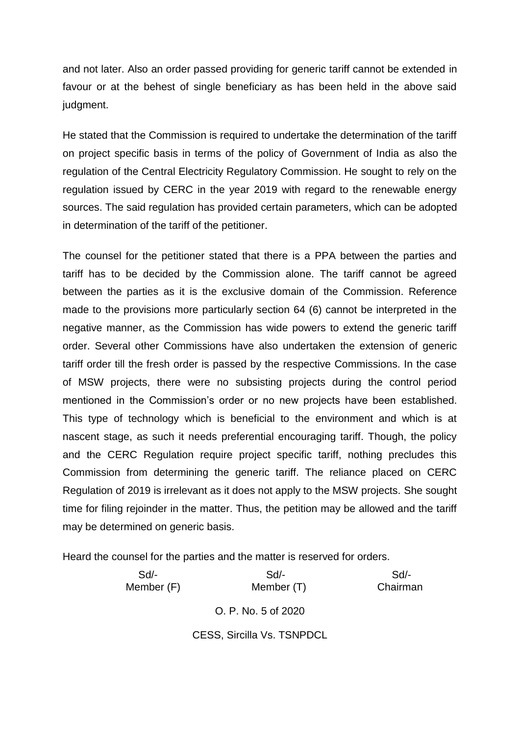and not later. Also an order passed providing for generic tariff cannot be extended in favour or at the behest of single beneficiary as has been held in the above said judgment.

He stated that the Commission is required to undertake the determination of the tariff on project specific basis in terms of the policy of Government of India as also the regulation of the Central Electricity Regulatory Commission. He sought to rely on the regulation issued by CERC in the year 2019 with regard to the renewable energy sources. The said regulation has provided certain parameters, which can be adopted in determination of the tariff of the petitioner.

The counsel for the petitioner stated that there is a PPA between the parties and tariff has to be decided by the Commission alone. The tariff cannot be agreed between the parties as it is the exclusive domain of the Commission. Reference made to the provisions more particularly section 64 (6) cannot be interpreted in the negative manner, as the Commission has wide powers to extend the generic tariff order. Several other Commissions have also undertaken the extension of generic tariff order till the fresh order is passed by the respective Commissions. In the case of MSW projects, there were no subsisting projects during the control period mentioned in the Commission's order or no new projects have been established. This type of technology which is beneficial to the environment and which is at nascent stage, as such it needs preferential encouraging tariff. Though, the policy and the CERC Regulation require project specific tariff, nothing precludes this Commission from determining the generic tariff. The reliance placed on CERC Regulation of 2019 is irrelevant as it does not apply to the MSW projects. She sought time for filing rejoinder in the matter. Thus, the petition may be allowed and the tariff may be determined on generic basis.

Heard the counsel for the parties and the matter is reserved for orders.

| Sd/- | Sd/- | Sd/- |
|---|---|---|
| Member (F) | Member (T) | Chairman |

O. P. No. 5 of 2020

CESS, Sircilla Vs. TSNPDCL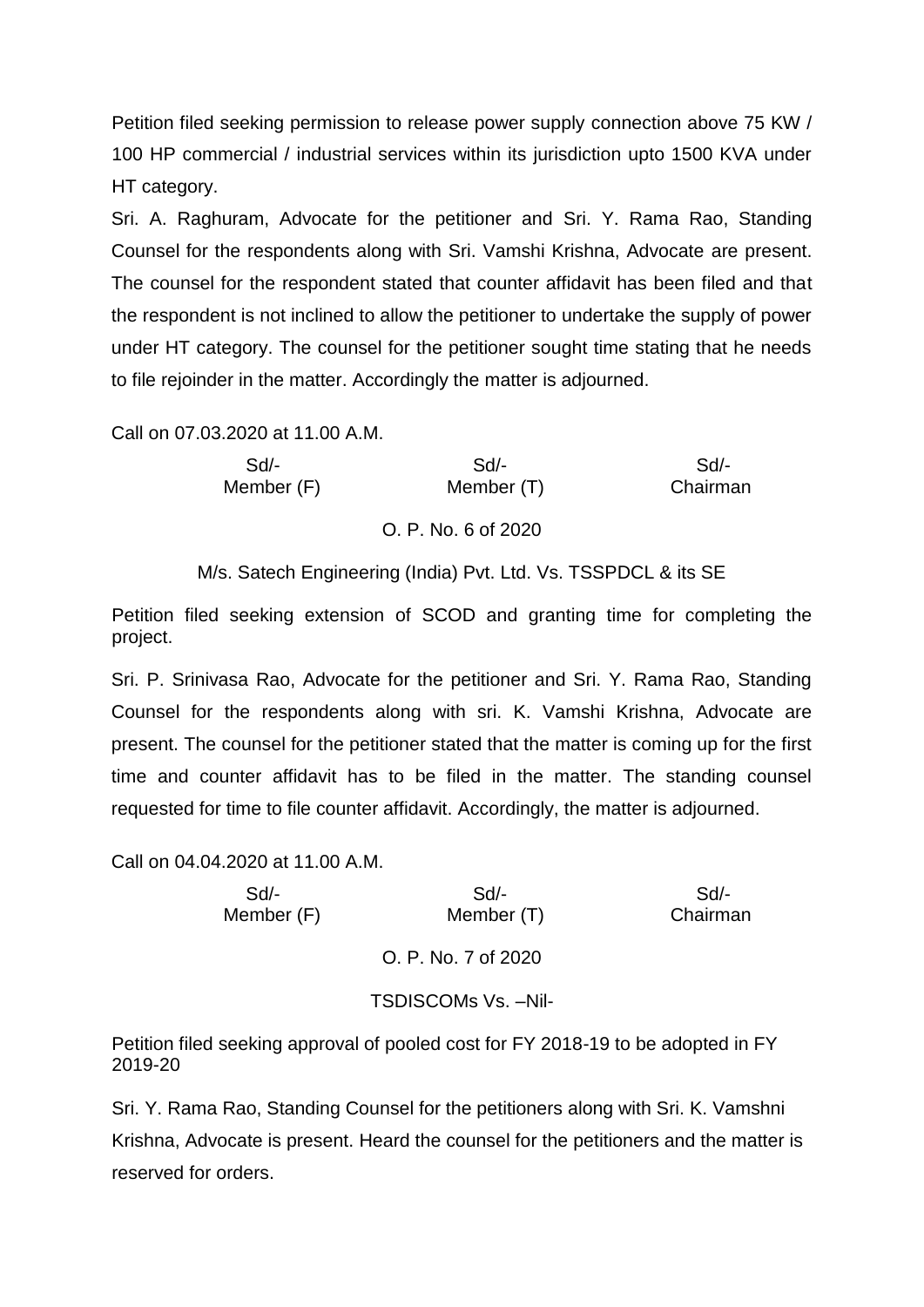Petition filed seeking permission to release power supply connection above 75 KW / 100 HP commercial / industrial services within its jurisdiction upto 1500 KVA under HT category.

Sri. A. Raghuram, Advocate for the petitioner and Sri. Y. Rama Rao, Standing Counsel for the respondents along with Sri. Vamshi Krishna, Advocate are present. The counsel for the respondent stated that counter affidavit has been filed and that the respondent is not inclined to allow the petitioner to undertake the supply of power under HT category. The counsel for the petitioner sought time stating that he needs to file rejoinder in the matter. Accordingly the matter is adjourned.

Call on 07.03.2020 at 11.00 A.M.

| Sd/- | Sd/- | Sd/- |
|---|---|---|
| Member (F) | Member (T) | Chairman |

O. P. No. 6 of 2020

M/s. Satech Engineering (India) Pvt. Ltd. Vs. TSSPDCL & its SE

Petition filed seeking extension of SCOD and granting time for completing the project.

Sri. P. Srinivasa Rao, Advocate for the petitioner and Sri. Y. Rama Rao, Standing Counsel for the respondents along with sri. K. Vamshi Krishna, Advocate are present. The counsel for the petitioner stated that the matter is coming up for the first time and counter affidavit has to be filed in the matter. The standing counsel requested for time to file counter affidavit. Accordingly, the matter is adjourned.

Call on 04.04.2020 at 11.00 A.M.

| Sd/- | Sd/- | Sd/- |
|---|---|---|
| Member (F) | Member (T) | Chairman |

O. P. No. 7 of 2020

TSDISCOMs Vs. –Nil-

Petition filed seeking approval of pooled cost for FY 2018-19 to be adopted in FY 2019-20

Sri. Y. Rama Rao, Standing Counsel for the petitioners along with Sri. K. Vamshni Krishna, Advocate is present. Heard the counsel for the petitioners and the matter is reserved for orders.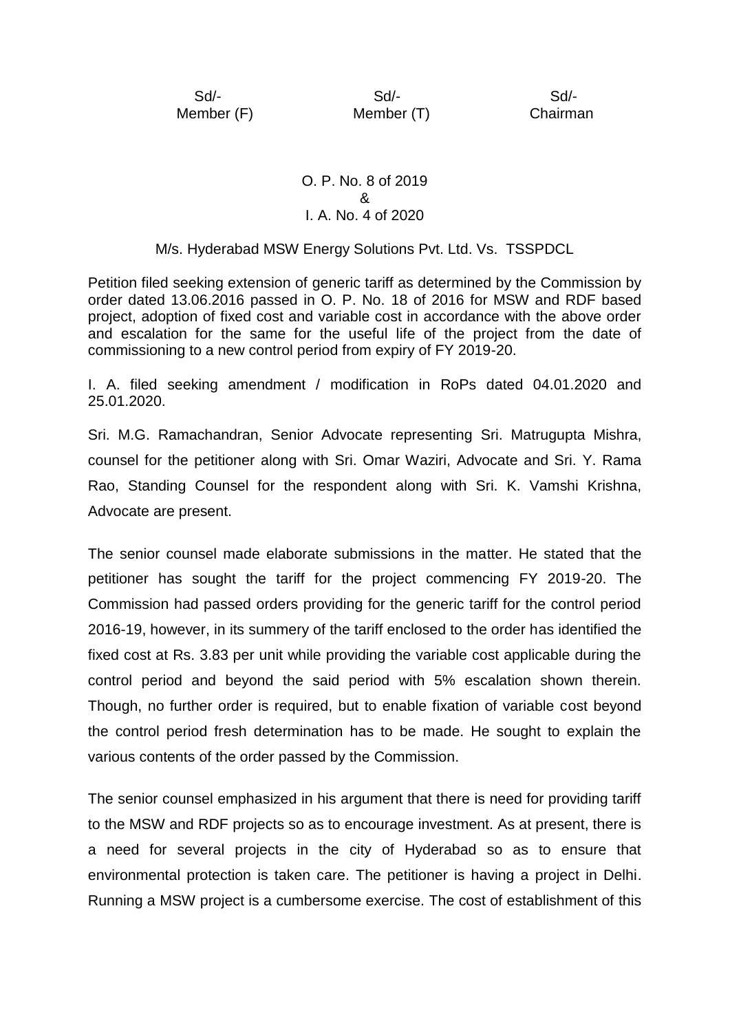| Sd/- | Sd/- | Sd/- |
|---|---|---|
| Member (F) | Member (T) | Chairman |

O. P. No. 8 of 2019
&
I. A. No. 4 of 2020

M/s. Hyderabad MSW Energy Solutions Pvt. Ltd. Vs. TSSPDCL

Petition filed seeking extension of generic tariff as determined by the Commission by order dated 13.06.2016 passed in O. P. No. 18 of 2016 for MSW and RDF based project, adoption of fixed cost and variable cost in accordance with the above order and escalation for the same for the useful life of the project from the date of commissioning to a new control period from expiry of FY 2019-20.

I. A. filed seeking amendment / modification in RoPs dated 04.01.2020 and 25.01.2020.

Sri. M.G. Ramachandran, Senior Advocate representing Sri. Matrugupta Mishra, counsel for the petitioner along with Sri. Omar Waziri, Advocate and Sri. Y. Rama Rao, Standing Counsel for the respondent along with Sri. K. Vamshi Krishna, Advocate are present.

The senior counsel made elaborate submissions in the matter. He stated that the petitioner has sought the tariff for the project commencing FY 2019-20. The Commission had passed orders providing for the generic tariff for the control period 2016-19, however, in its summery of the tariff enclosed to the order has identified the fixed cost at Rs. 3.83 per unit while providing the variable cost applicable during the control period and beyond the said period with 5% escalation shown therein. Though, no further order is required, but to enable fixation of variable cost beyond the control period fresh determination has to be made. He sought to explain the various contents of the order passed by the Commission.

The senior counsel emphasized in his argument that there is need for providing tariff to the MSW and RDF projects so as to encourage investment. As at present, there is a need for several projects in the city of Hyderabad so as to ensure that environmental protection is taken care. The petitioner is having a project in Delhi. Running a MSW project is a cumbersome exercise. The cost of establishment of this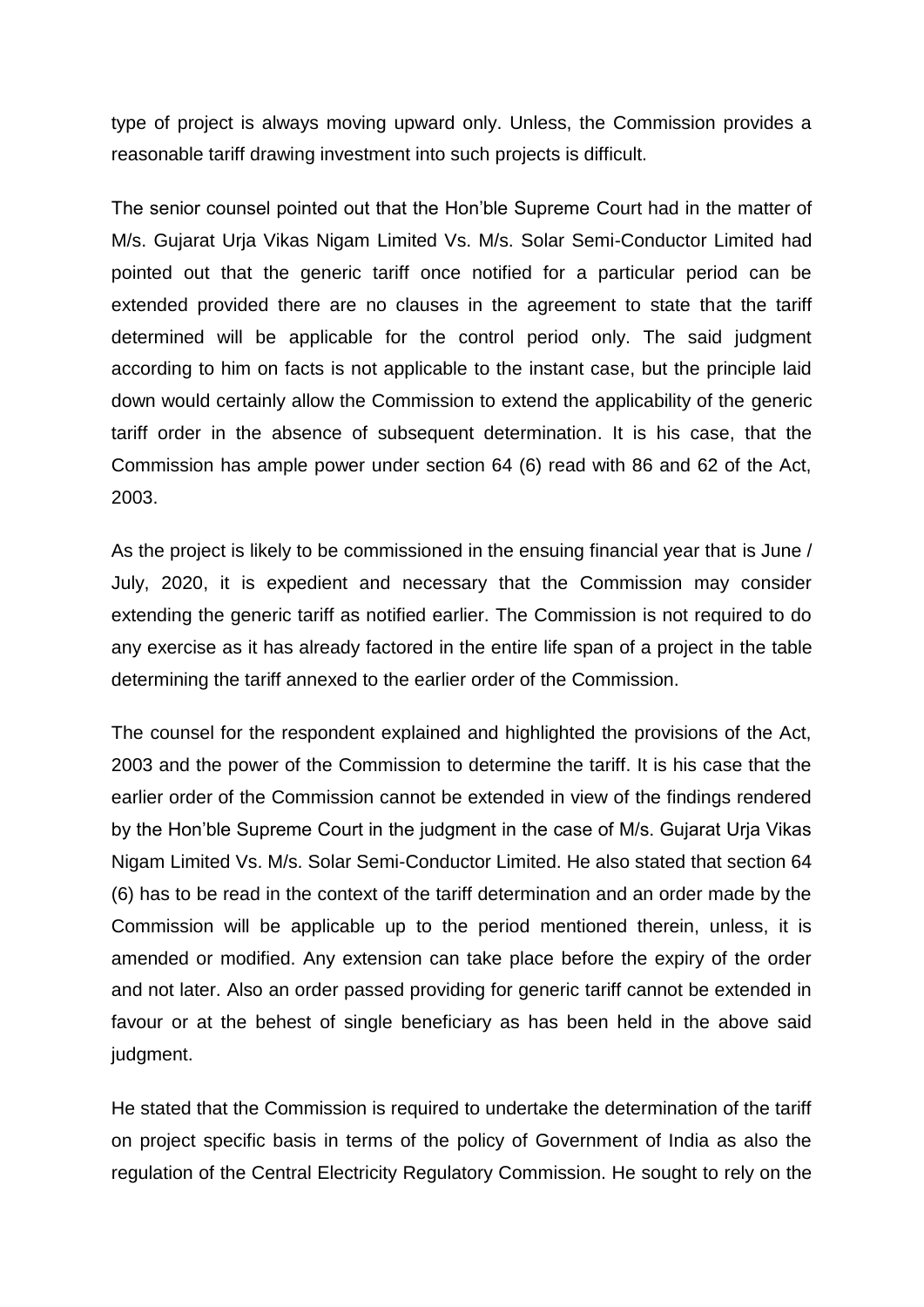type of project is always moving upward only. Unless, the Commission provides a reasonable tariff drawing investment into such projects is difficult.

The senior counsel pointed out that the Hon'ble Supreme Court had in the matter of M/s. Gujarat Urja Vikas Nigam Limited Vs. M/s. Solar Semi-Conductor Limited had pointed out that the generic tariff once notified for a particular period can be extended provided there are no clauses in the agreement to state that the tariff determined will be applicable for the control period only. The said judgment according to him on facts is not applicable to the instant case, but the principle laid down would certainly allow the Commission to extend the applicability of the generic tariff order in the absence of subsequent determination. It is his case, that the Commission has ample power under section 64 (6) read with 86 and 62 of the Act, 2003.

As the project is likely to be commissioned in the ensuing financial year that is June / July, 2020, it is expedient and necessary that the Commission may consider extending the generic tariff as notified earlier. The Commission is not required to do any exercise as it has already factored in the entire life span of a project in the table determining the tariff annexed to the earlier order of the Commission.

The counsel for the respondent explained and highlighted the provisions of the Act, 2003 and the power of the Commission to determine the tariff. It is his case that the earlier order of the Commission cannot be extended in view of the findings rendered by the Hon'ble Supreme Court in the judgment in the case of M/s. Gujarat Urja Vikas Nigam Limited Vs. M/s. Solar Semi-Conductor Limited. He also stated that section 64 (6) has to be read in the context of the tariff determination and an order made by the Commission will be applicable up to the period mentioned therein, unless, it is amended or modified. Any extension can take place before the expiry of the order and not later. Also an order passed providing for generic tariff cannot be extended in favour or at the behest of single beneficiary as has been held in the above said judgment.

He stated that the Commission is required to undertake the determination of the tariff on project specific basis in terms of the policy of Government of India as also the regulation of the Central Electricity Regulatory Commission. He sought to rely on the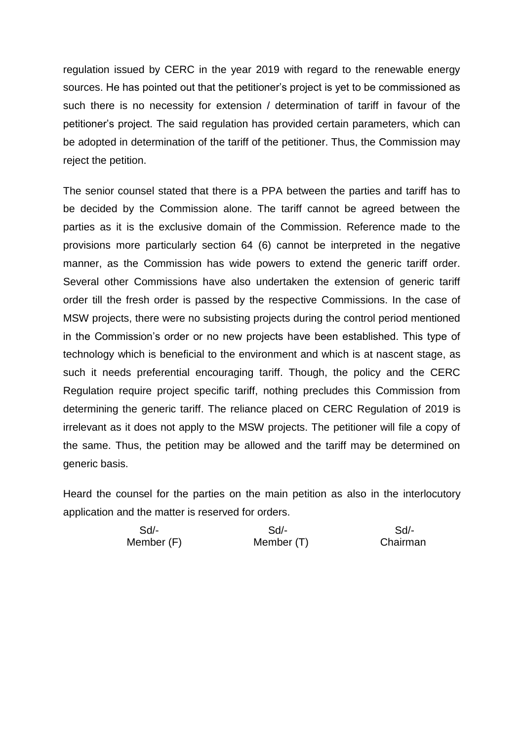regulation issued by CERC in the year 2019 with regard to the renewable energy sources. He has pointed out that the petitioner's project is yet to be commissioned as such there is no necessity for extension / determination of tariff in favour of the petitioner's project. The said regulation has provided certain parameters, which can be adopted in determination of the tariff of the petitioner. Thus, the Commission may reject the petition.

The senior counsel stated that there is a PPA between the parties and tariff has to be decided by the Commission alone. The tariff cannot be agreed between the parties as it is the exclusive domain of the Commission. Reference made to the provisions more particularly section 64 (6) cannot be interpreted in the negative manner, as the Commission has wide powers to extend the generic tariff order. Several other Commissions have also undertaken the extension of generic tariff order till the fresh order is passed by the respective Commissions. In the case of MSW projects, there were no subsisting projects during the control period mentioned in the Commission's order or no new projects have been established. This type of technology which is beneficial to the environment and which is at nascent stage, as such it needs preferential encouraging tariff. Though, the policy and the CERC Regulation require project specific tariff, nothing precludes this Commission from determining the generic tariff. The reliance placed on CERC Regulation of 2019 is irrelevant as it does not apply to the MSW projects. The petitioner will file a copy of the same. Thus, the petition may be allowed and the tariff may be determined on generic basis.

Heard the counsel for the parties on the main petition as also in the interlocutory application and the matter is reserved for orders.

| Sd/- | Sd/- | Sd/- |
|---|---|---|
| Member (F) | Member (T) | Chairman |